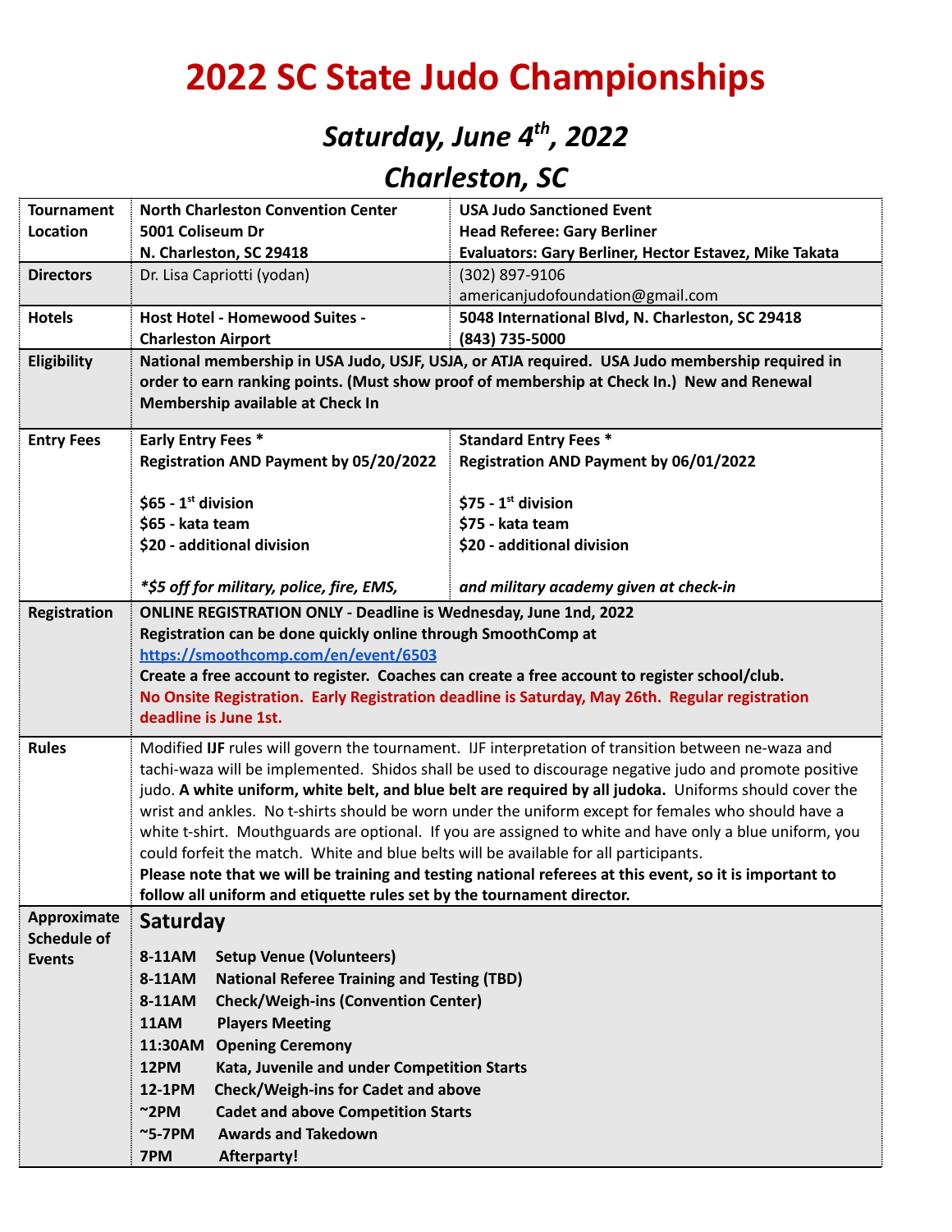# 2022 SC State Judo Championships

## *Saturday, June 4th, 2022*

## *Charleston, SC*

| | | |
|---|---|---|
| **Tournament Location** | **North Charleston Convention Center**<br>**5001 Coliseum Dr**<br>**N. Charleston, SC 29418** | **USA Judo Sanctioned Event**<br>**Head Referee: Gary Berliner**<br>**Evaluators: Gary Berliner, Hector Estavez, Mike Takata** |
| **Directors** | Dr. Lisa Capriotti (yodan) | (302) 897-9106<br>americanjudofoundation@gmail.com |
| **Hotels** | **Host Hotel - Homewood Suites - Charleston Airport** | **5048 International Blvd, N. Charleston, SC 29418**<br>**(843) 735-5000** |
| **Eligibility** | **National membership in USA Judo, USJF, USJA, or ATJA required. USA Judo membership required in order to earn ranking points. (Must show proof of membership at Check In.) New and Renewal Membership available at Check In** | |
| **Entry Fees** | **Early Entry Fees \***<br>**Registration AND Payment by 05/20/2022**<br><br>**$65 - 1st division**<br>**$65 - kata team**<br>**$20 - additional division**<br><br>***$5 off for military, police, fire, EMS,*** | **Standard Entry Fees \***<br>**Registration AND Payment by 06/01/2022**<br><br>**$75 - 1st division**<br>**$75 - kata team**<br>**$20 - additional division**<br><br>***and military academy given at check-in*** |
| **Registration** | **ONLINE REGISTRATION ONLY - Deadline is Wednesday, June 1nd, 2022**<br>**Registration can be done quickly online through SmoothComp at** **https://smoothcomp.com/en/event/6503**<br>**Create a free account to register. Coaches can create a free account to register school/club.**<br>**No Onsite Registration. Early Registration deadline is Saturday, May 26th. Regular registration deadline is June 1st.** | |
| **Rules** | Modified **IJF** rules will govern the tournament. IJF interpretation of transition between ne-waza and tachi-waza will be implemented. Shidos shall be used to discourage negative judo and promote positive judo. **A white uniform, white belt, and blue belt are required by all judoka.** Uniforms should cover the wrist and ankles. No t-shirts should be worn under the uniform except for females who should have a white t-shirt. Mouthguards are optional. If you are assigned to white and have only a blue uniform, you could forfeit the match. White and blue belts will be available for all participants.<br>**Please note that we will be training and testing national referees at this event, so it is important to follow all uniform and etiquette rules set by the tournament director.** | |
| **Approximate Schedule of Events** | **Saturday**<br><br>**8-11AM Setup Venue (Volunteers)**<br>**8-11AM National Referee Training and Testing (TBD)**<br>**8-11AM Check/Weigh-ins (Convention Center)**<br>**11AM Players Meeting**<br>**11:30AM Opening Ceremony**<br>**12PM Kata, Juvenile and under Competition Starts**<br>**12-1PM Check/Weigh-ins for Cadet and above**<br>**~2PM Cadet and above Competition Starts**<br>**~5-7PM Awards and Takedown**<br>**7PM Afterparty!** | |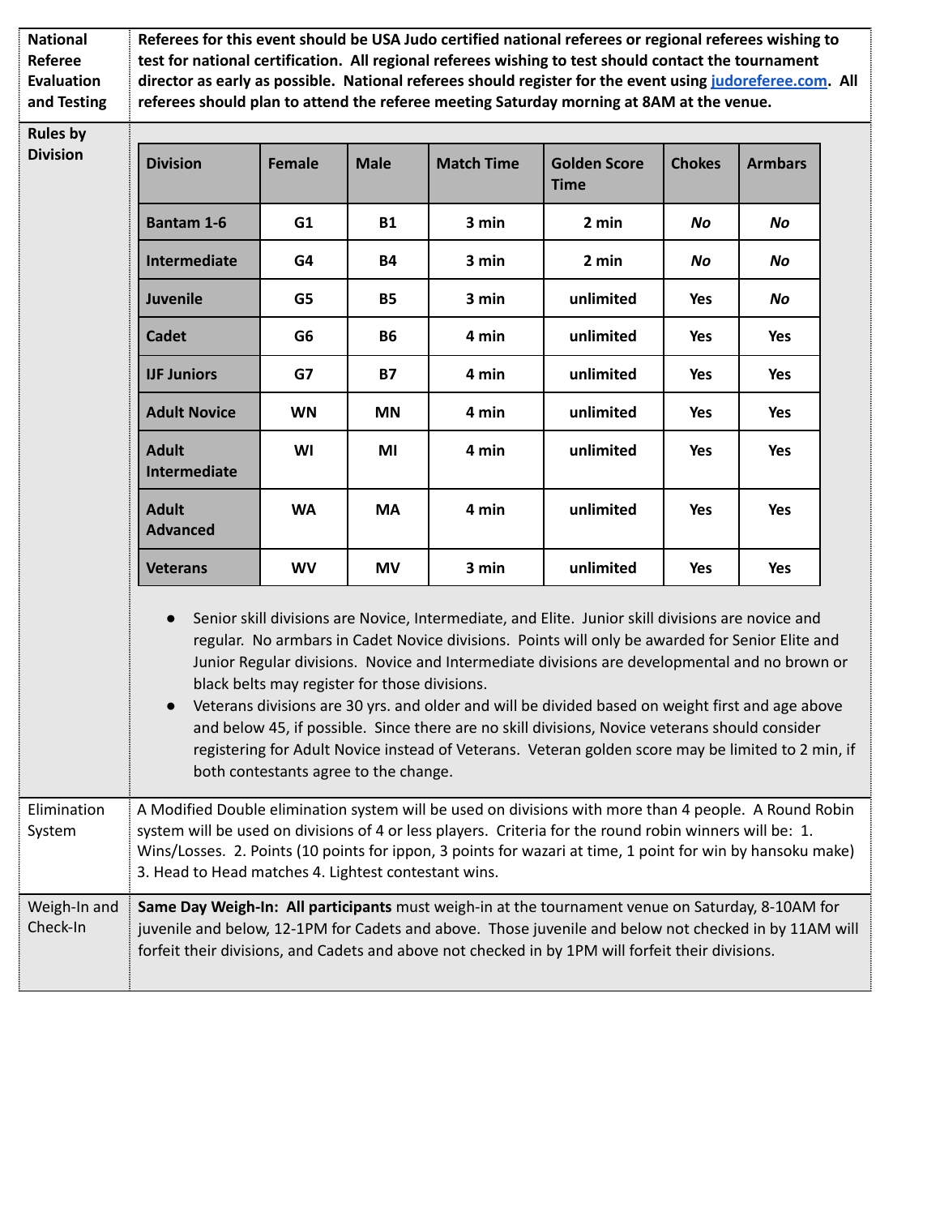**National Referee Evaluation and Testing**

**Referees for this event should be USA Judo certified national referees or regional referees wishing to test for national certification. All regional referees wishing to test should contact the tournament director as early as possible. National referees should register for the event using [judoreferee.com](judoreferee.com). All referees should plan to attend the referee meeting Saturday morning at 8AM at the venue.**

**Rules by Division**

| Division | Female | Male | Match Time | Golden Score Time | Chokes | Armbars |
|---|---|---|---|---|---|---|
| **Bantam 1-6** | G1 | B1 | 3 min | 2 min | ***No*** | ***No*** |
| **Intermediate** | G4 | B4 | 3 min | 2 min | ***No*** | ***No*** |
| **Juvenile** | G5 | B5 | 3 min | unlimited | Yes | ***No*** |
| **Cadet** | G6 | B6 | 4 min | unlimited | Yes | Yes |
| **IJF Juniors** | G7 | B7 | 4 min | unlimited | Yes | Yes |
| **Adult Novice** | WN | MN | 4 min | unlimited | Yes | Yes |
| **Adult Intermediate** | WI | MI | 4 min | unlimited | Yes | Yes |
| **Adult Advanced** | WA | MA | 4 min | unlimited | Yes | Yes |
| **Veterans** | WV | MV | 3 min | unlimited | Yes | Yes |

- Senior skill divisions are Novice, Intermediate, and Elite. Junior skill divisions are novice and regular. No armbars in Cadet Novice divisions. Points will only be awarded for Senior Elite and Junior Regular divisions. Novice and Intermediate divisions are developmental and no brown or black belts may register for those divisions.
- Veterans divisions are 30 yrs. and older and will be divided based on weight first and age above and below 45, if possible. Since there are no skill divisions, Novice veterans should consider registering for Adult Novice instead of Veterans. Veteran golden score may be limited to 2 min, if both contestants agree to the change.

**Elimination System**

A Modified Double elimination system will be used on divisions with more than 4 people. A Round Robin system will be used on divisions of 4 or less players. Criteria for the round robin winners will be: 1. Wins/Losses. 2. Points (10 points for ippon, 3 points for wazari at time, 1 point for win by hansoku make) 3. Head to Head matches 4. Lightest contestant wins.

**Weigh-In and Check-In**

**Same Day Weigh-In: All participants** must weigh-in at the tournament venue on Saturday, 8-10AM for juvenile and below, 12-1PM for Cadets and above. Those juvenile and below not checked in by 11AM will forfeit their divisions, and Cadets and above not checked in by 1PM will forfeit their divisions.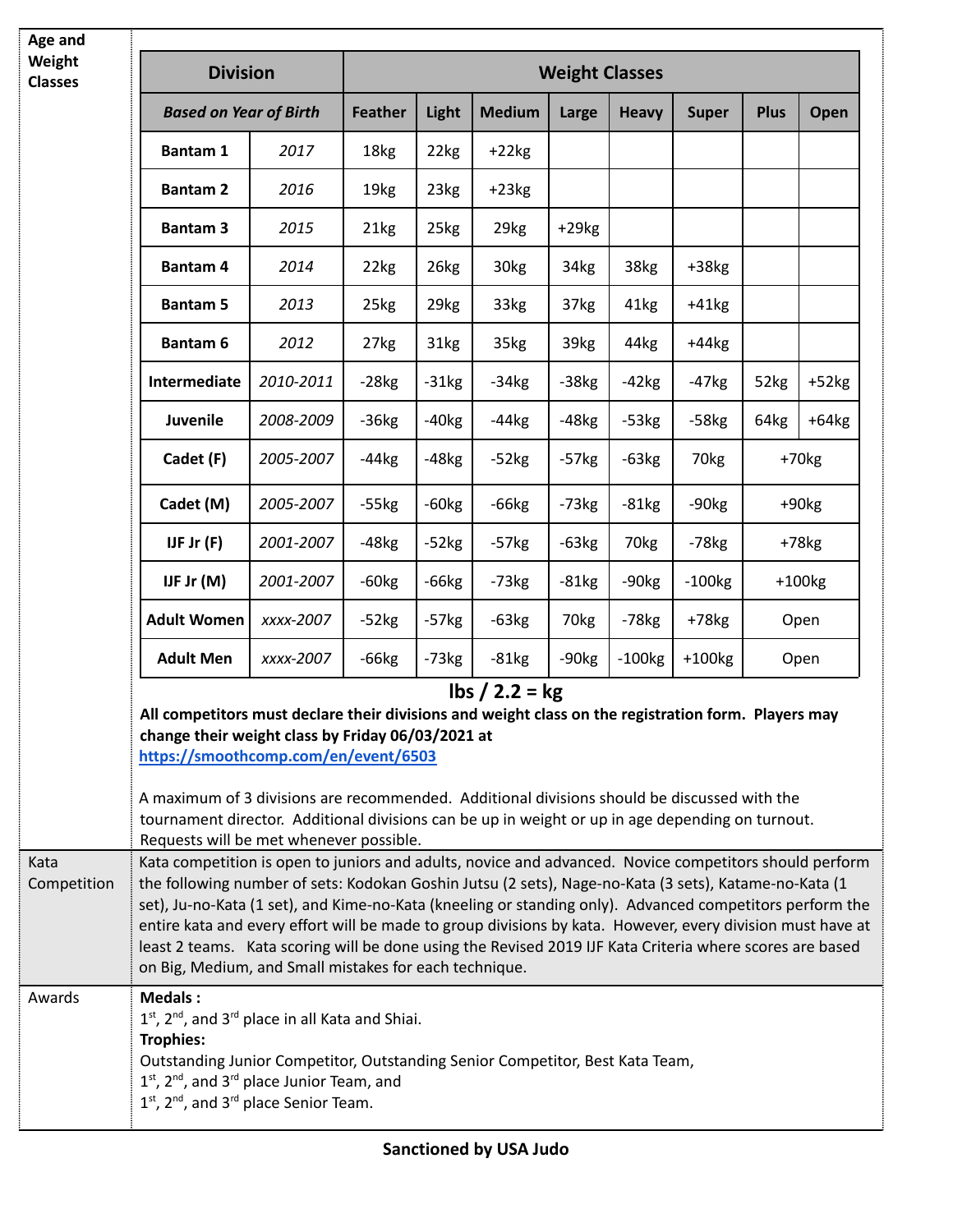**Age and Weight Classes**

| Division | | Weight Classes | | | | | | | |
|---|---|---|---|---|---|---|---|---|---|
| *Based on Year of Birth* | | Feather | Light | Medium | Large | Heavy | Super | Plus | Open |
| **Bantam 1** | *2017* | 18kg | 22kg | +22kg | | | | | |
| **Bantam 2** | *2016* | 19kg | 23kg | +23kg | | | | | |
| **Bantam 3** | *2015* | 21kg | 25kg | 29kg | +29kg | | | | |
| **Bantam 4** | *2014* | 22kg | 26kg | 30kg | 34kg | 38kg | +38kg | | |
| **Bantam 5** | *2013* | 25kg | 29kg | 33kg | 37kg | 41kg | +41kg | | |
| **Bantam 6** | *2012* | 27kg | 31kg | 35kg | 39kg | 44kg | +44kg | | |
| **Intermediate** | *2010-2011* | -28kg | -31kg | -34kg | -38kg | -42kg | -47kg | 52kg | +52kg |
| **Juvenile** | *2008-2009* | -36kg | -40kg | -44kg | -48kg | -53kg | -58kg | 64kg | +64kg |
| **Cadet (F)** | *2005-2007* | -44kg | -48kg | -52kg | -57kg | -63kg | 70kg | +70kg | |
| **Cadet (M)** | *2005-2007* | -55kg | -60kg | -66kg | -73kg | -81kg | -90kg | +90kg | |
| **IJF Jr (F)** | *2001-2007* | -48kg | -52kg | -57kg | -63kg | 70kg | -78kg | +78kg | |
| **IJF Jr (M)** | *2001-2007* | -60kg | -66kg | -73kg | -81kg | -90kg | -100kg | +100kg | |
| **Adult Women** | *xxxx-2007* | -52kg | -57kg | -63kg | 70kg | -78kg | +78kg | Open | |
| **Adult Men** | *xxxx-2007* | -66kg | -73kg | -81kg | -90kg | -100kg | +100kg | Open | |

**lbs / 2.2 = kg**

**All competitors must declare their divisions and weight class on the registration form. Players may change their weight class by Friday 06/03/2021 at [https://smoothcomp.com/en/event/6503](https://smoothcomp.com/en/event/6503)**

A maximum of 3 divisions are recommended. Additional divisions should be discussed with the tournament director. Additional divisions can be up in weight or up in age depending on turnout. Requests will be met whenever possible.

**Kata Competition**

Kata competition is open to juniors and adults, novice and advanced. Novice competitors should perform the following number of sets: Kodokan Goshin Jutsu (2 sets), Nage-no-Kata (3 sets), Katame-no-Kata (1 set), Ju-no-Kata (1 set), and Kime-no-Kata (kneeling or standing only). Advanced competitors perform the entire kata and every effort will be made to group divisions by kata. However, every division must have at least 2 teams. Kata scoring will be done using the Revised 2019 IJF Kata Criteria where scores are based on Big, Medium, and Small mistakes for each technique.

**Awards**

**Medals :**
1st, 2nd, and 3rd place in all Kata and Shiai.

**Trophies:**
Outstanding Junior Competitor, Outstanding Senior Competitor, Best Kata Team,
1st, 2nd, and 3rd place Junior Team, and
1st, 2nd, and 3rd place Senior Team.

**Sanctioned by USA Judo**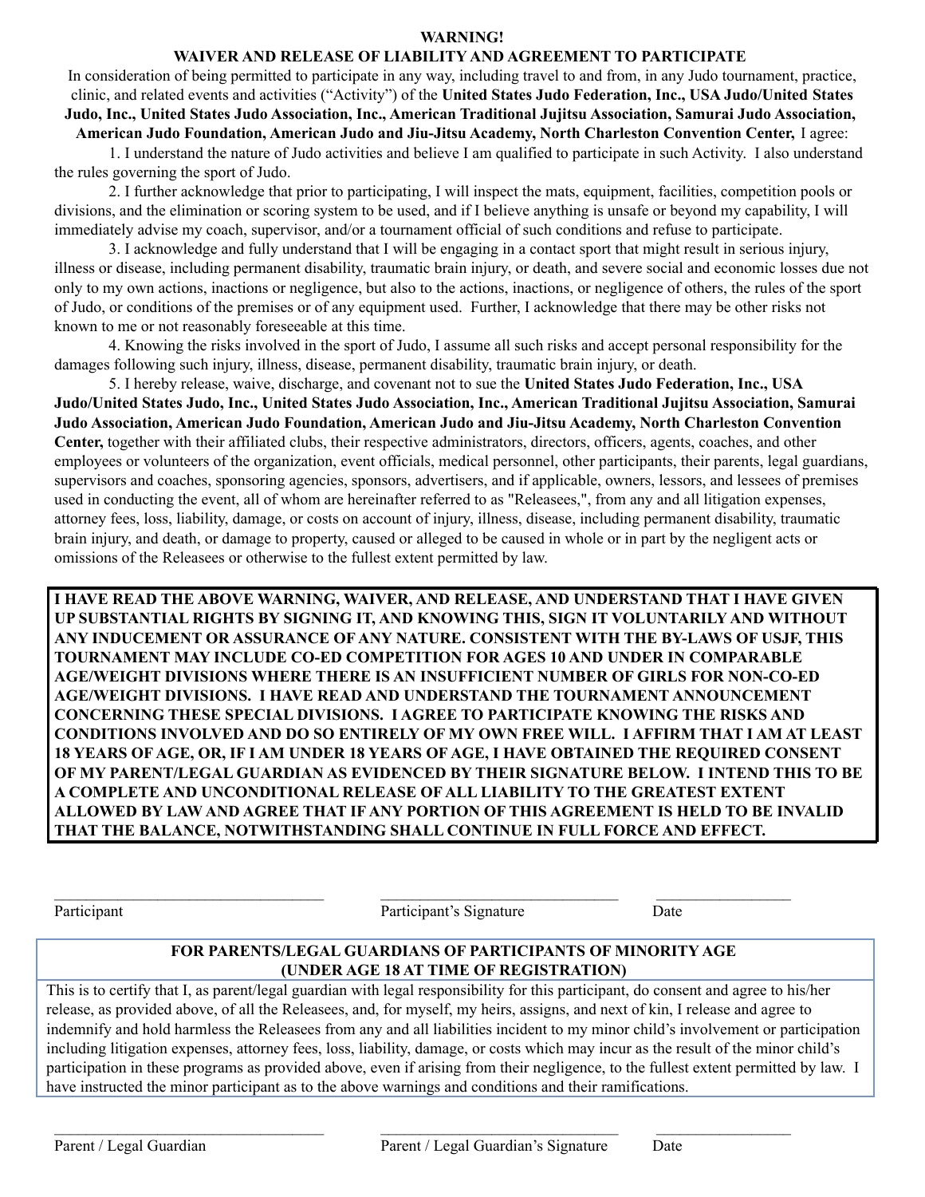**WARNING!**

**WAIVER AND RELEASE OF LIABILITY AND AGREEMENT TO PARTICIPATE**

In consideration of being permitted to participate in any way, including travel to and from, in any Judo tournament, practice, clinic, and related events and activities ("Activity") of the **United States Judo Federation, Inc., USA Judo/United States Judo, Inc., United States Judo Association, Inc., American Traditional Jujitsu Association, Samurai Judo Association, American Judo Foundation, American Judo and Jiu-Jitsu Academy, North Charleston Convention Center,** I agree:

1. I understand the nature of Judo activities and believe I am qualified to participate in such Activity. I also understand the rules governing the sport of Judo.

2. I further acknowledge that prior to participating, I will inspect the mats, equipment, facilities, competition pools or divisions, and the elimination or scoring system to be used, and if I believe anything is unsafe or beyond my capability, I will immediately advise my coach, supervisor, and/or a tournament official of such conditions and refuse to participate.

3. I acknowledge and fully understand that I will be engaging in a contact sport that might result in serious injury, illness or disease, including permanent disability, traumatic brain injury, or death, and severe social and economic losses due not only to my own actions, inactions or negligence, but also to the actions, inactions, or negligence of others, the rules of the sport of Judo, or conditions of the premises or of any equipment used. Further, I acknowledge that there may be other risks not known to me or not reasonably foreseeable at this time.

4. Knowing the risks involved in the sport of Judo, I assume all such risks and accept personal responsibility for the damages following such injury, illness, disease, permanent disability, traumatic brain injury, or death.

5. I hereby release, waive, discharge, and covenant not to sue the **United States Judo Federation, Inc., USA Judo/United States Judo, Inc., United States Judo Association, Inc., American Traditional Jujitsu Association, Samurai Judo Association, American Judo Foundation, American Judo and Jiu-Jitsu Academy, North Charleston Convention Center,** together with their affiliated clubs, their respective administrators, directors, officers, agents, coaches, and other employees or volunteers of the organization, event officials, medical personnel, other participants, their parents, legal guardians, supervisors and coaches, sponsoring agencies, sponsors, advertisers, and if applicable, owners, lessors, and lessees of premises used in conducting the event, all of whom are hereinafter referred to as "Releasees,", from any and all litigation expenses, attorney fees, loss, liability, damage, or costs on account of injury, illness, disease, including permanent disability, traumatic brain injury, and death, or damage to property, caused or alleged to be caused in whole or in part by the negligent acts or omissions of the Releasees or otherwise to the fullest extent permitted by law.

**I HAVE READ THE ABOVE WARNING, WAIVER, AND RELEASE, AND UNDERSTAND THAT I HAVE GIVEN UP SUBSTANTIAL RIGHTS BY SIGNING IT, AND KNOWING THIS, SIGN IT VOLUNTARILY AND WITHOUT ANY INDUCEMENT OR ASSURANCE OF ANY NATURE. CONSISTENT WITH THE BY-LAWS OF USJF, THIS TOURNAMENT MAY INCLUDE CO-ED COMPETITION FOR AGES 10 AND UNDER IN COMPARABLE AGE/WEIGHT DIVISIONS WHERE THERE IS AN INSUFFICIENT NUMBER OF GIRLS FOR NON-CO-ED AGE/WEIGHT DIVISIONS. I HAVE READ AND UNDERSTAND THE TOURNAMENT ANNOUNCEMENT CONCERNING THESE SPECIAL DIVISIONS. I AGREE TO PARTICIPATE KNOWING THE RISKS AND CONDITIONS INVOLVED AND DO SO ENTIRELY OF MY OWN FREE WILL. I AFFIRM THAT I AM AT LEAST 18 YEARS OF AGE, OR, IF I AM UNDER 18 YEARS OF AGE, I HAVE OBTAINED THE REQUIRED CONSENT OF MY PARENT/LEGAL GUARDIAN AS EVIDENCED BY THEIR SIGNATURE BELOW. I INTEND THIS TO BE A COMPLETE AND UNCONDITIONAL RELEASE OF ALL LIABILITY TO THE GREATEST EXTENT ALLOWED BY LAW AND AGREE THAT IF ANY PORTION OF THIS AGREEMENT IS HELD TO BE INVALID THAT THE BALANCE, NOTWITHSTANDING SHALL CONTINUE IN FULL FORCE AND EFFECT.**

___________________________________ ______________________________ _________________

Participant Participant's Signature Date

**FOR PARENTS/LEGAL GUARDIANS OF PARTICIPANTS OF MINORITY AGE (UNDER AGE 18 AT TIME OF REGISTRATION)**

This is to certify that I, as parent/legal guardian with legal responsibility for this participant, do consent and agree to his/her release, as provided above, of all the Releasees, and, for myself, my heirs, assigns, and next of kin, I release and agree to indemnify and hold harmless the Releasees from any and all liabilities incident to my minor child's involvement or participation including litigation expenses, attorney fees, loss, liability, damage, or costs which may incur as the result of the minor child's participation in these programs as provided above, even if arising from their negligence, to the fullest extent permitted by law. I have instructed the minor participant as to the above warnings and conditions and their ramifications.

___________________________________ ______________________________ _________________

Parent / Legal Guardian Parent / Legal Guardian's Signature Date